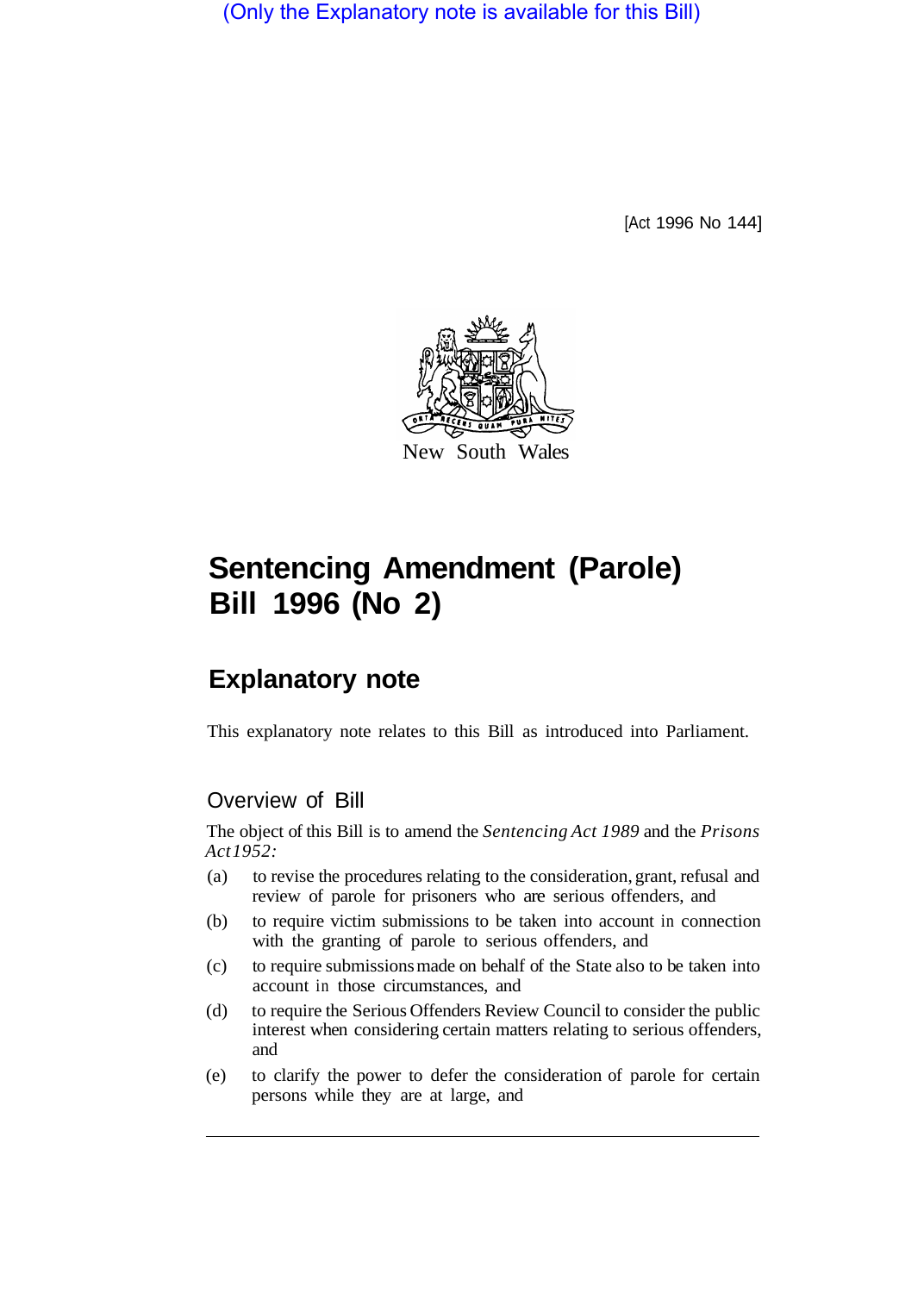(Only the Explanatory note is available for this Bill)

[Act 1996 No 144]

New South Wales

# Sentencing Amendment (Parole) Bill 1996 (No 2)

## Explanatory note

This explanatory note relates to this Bill as introduced into Parliament.

### Overview of Bill

The object of this Bill is to amend the *Sentencing Act 1989* and the *Prisons Act 1952:*

(a) to revise the procedures relating to the consideration, grant, refusal and review of parole for prisoners who are serious offenders, and

(b) to require victim submissions to be taken into account in connection with the granting of parole to serious offenders, and

(c) to require submissions made on behalf of the State also to be taken into account in those circumstances, and

(d) to require the Serious Offenders Review Council to consider the public interest when considering certain matters relating to serious offenders, and

(e) to clarify the power to defer the consideration of parole for certain persons while they are at large, and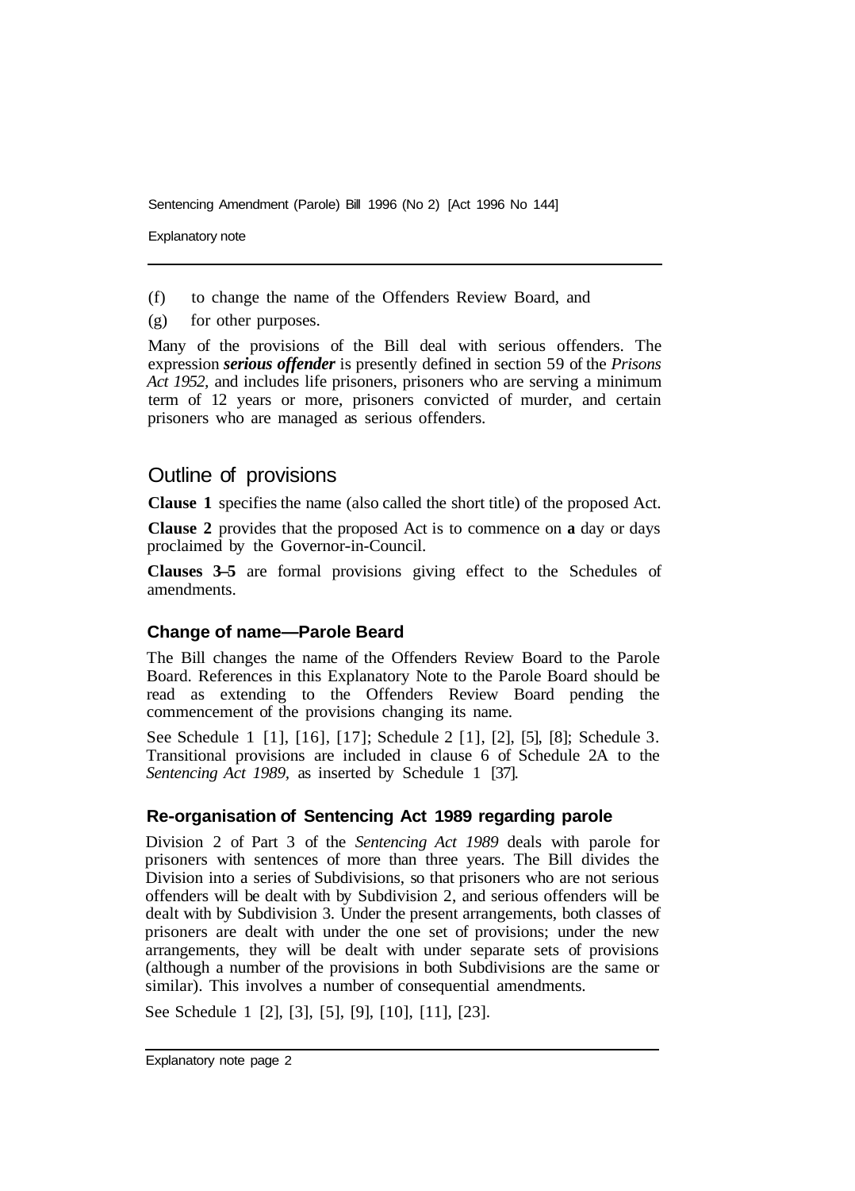(f) to change the name of the Offenders Review Board, and

(g) for other purposes.

Many of the provisions of the Bill deal with serious offenders. The expression ***serious offender*** is presently defined in section 59 of the *Prisons Act 1952*, and includes life prisoners, prisoners who are serving a minimum term of 12 years or more, prisoners convicted of murder, and certain prisoners who are managed as serious offenders.

## Outline of provisions

**Clause 1** specifies the name (also called the short title) of the proposed Act.

**Clause 2** provides that the proposed Act is to commence on **a** day or days proclaimed by the Governor-in-Council.

**Clauses 3–5** are formal provisions giving effect to the Schedules of amendments.

### Change of name—Parole Beard

The Bill changes the name of the Offenders Review Board to the Parole Board. References in this Explanatory Note to the Parole Board should be read as extending to the Offenders Review Board pending the commencement of the provisions changing its name.

See Schedule 1 [1], [16], [17]; Schedule 2 [1], [2], [5], [8]; Schedule 3. Transitional provisions are included in clause 6 of Schedule 2A to the *Sentencing Act 1989*, as inserted by Schedule 1 [37].

### Re-organisation of Sentencing Act 1989 regarding parole

Division 2 of Part 3 of the *Sentencing Act 1989* deals with parole for prisoners with sentences of more than three years. The Bill divides the Division into a series of Subdivisions, so that prisoners who are not serious offenders will be dealt with by Subdivision 2, and serious offenders will be dealt with by Subdivision 3. Under the present arrangements, both classes of prisoners are dealt with under the one set of provisions; under the new arrangements, they will be dealt with under separate sets of provisions (although a number of the provisions in both Subdivisions are the same or similar). This involves a number of consequential amendments.

See Schedule 1 [2], [3], [5], [9], [10], [11], [23].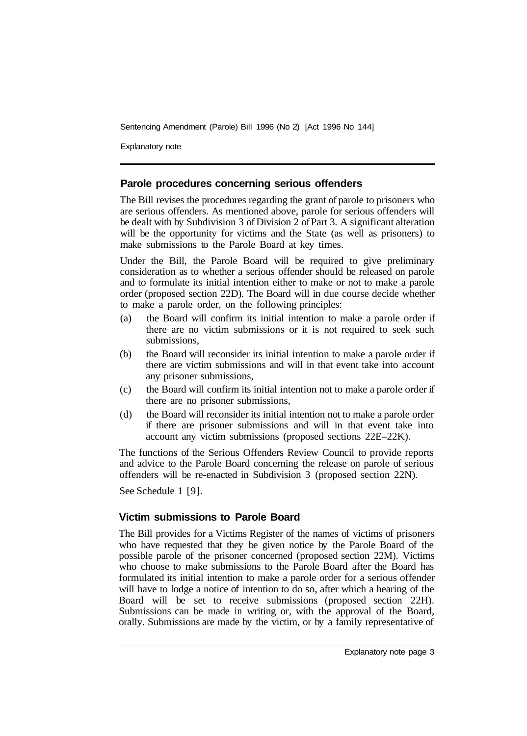## Parole procedures concerning serious offenders

The Bill revises the procedures regarding the grant of parole to prisoners who are serious offenders. As mentioned above, parole for serious offenders will be dealt with by Subdivision 3 of Division 2 of Part 3. A significant alteration will be the opportunity for victims and the State (as well as prisoners) to make submissions to the Parole Board at key times.

Under the Bill, the Parole Board will be required to give preliminary consideration as to whether a serious offender should be released on parole and to formulate its initial intention either to make or not to make a parole order (proposed section 22D). The Board will in due course decide whether to make a parole order, on the following principles:

(a) the Board will confirm its initial intention to make a parole order if there are no victim submissions or it is not required to seek such submissions,

(b) the Board will reconsider its initial intention to make a parole order if there are victim submissions and will in that event take into account any prisoner submissions,

(c) the Board will confirm its initial intention not to make a parole order if there are no prisoner submissions,

(d) the Board will reconsider its initial intention not to make a parole order if there are prisoner submissions and will in that event take into account any victim submissions (proposed sections 22E–22K).

The functions of the Serious Offenders Review Council to provide reports and advice to the Parole Board concerning the release on parole of serious offenders will be re-enacted in Subdivision 3 (proposed section 22N).

See Schedule 1 [9].

## Victim submissions to Parole Board

The Bill provides for a Victims Register of the names of victims of prisoners who have requested that they be given notice by the Parole Board of the possible parole of the prisoner concerned (proposed section 22M). Victims who choose to make submissions to the Parole Board after the Board has formulated its initial intention to make a parole order for a serious offender will have to lodge a notice of intention to do so, after which a hearing of the Board will be set to receive submissions (proposed section 22H). Submissions can be made in writing or, with the approval of the Board, orally. Submissions are made by the victim, or by a family representative of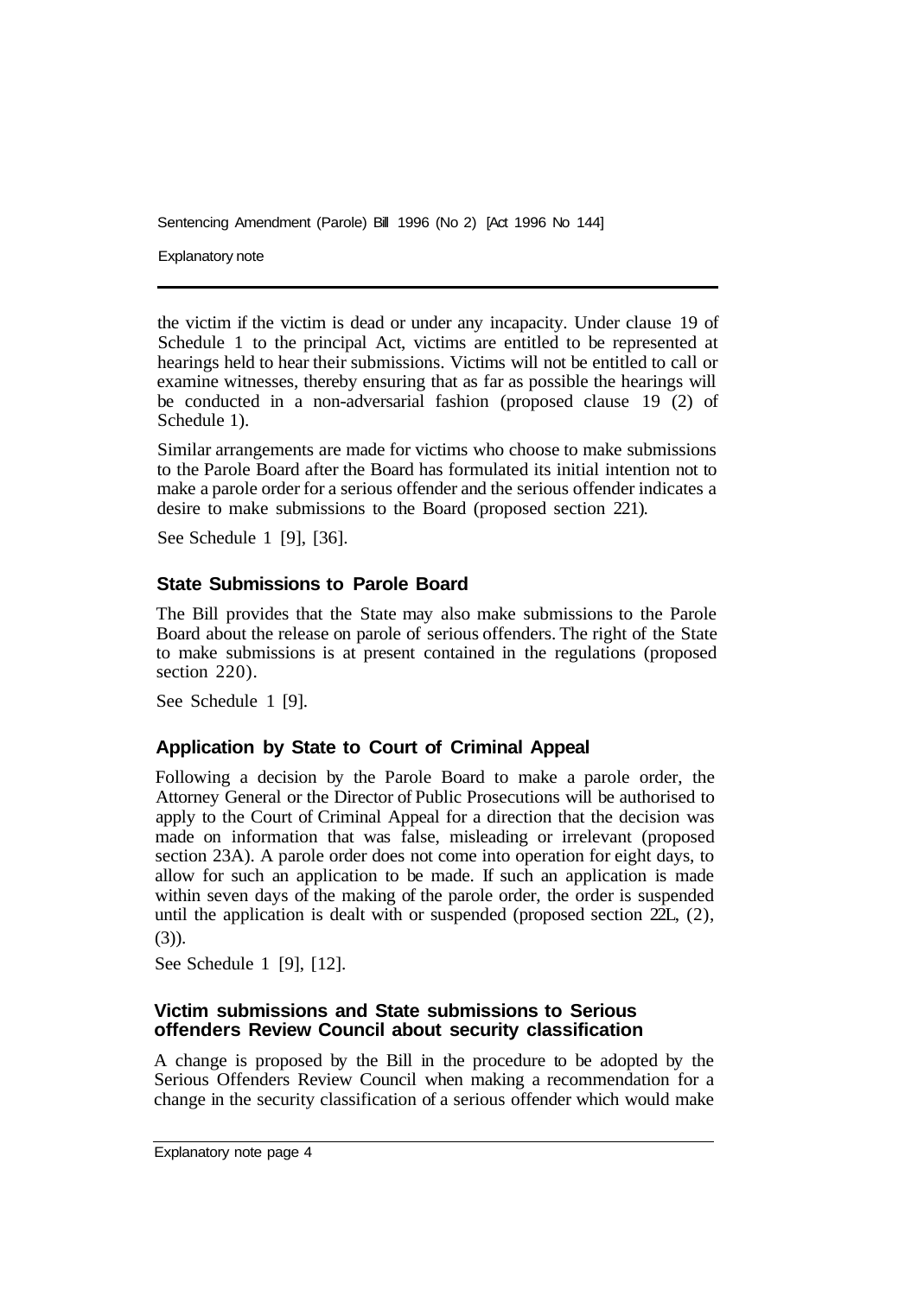the victim if the victim is dead or under any incapacity. Under clause 19 of Schedule 1 to the principal Act, victims are entitled to be represented at hearings held to hear their submissions. Victims will not be entitled to call or examine witnesses, thereby ensuring that as far as possible the hearings will be conducted in a non-adversarial fashion (proposed clause 19 (2) of Schedule 1).

Similar arrangements are made for victims who choose to make submissions to the Parole Board after the Board has formulated its initial intention not to make a parole order for a serious offender and the serious offender indicates a desire to make submissions to the Board (proposed section 221).

See Schedule 1 [9], [36].

### State Submissions to Parole Board

The Bill provides that the State may also make submissions to the Parole Board about the release on parole of serious offenders. The right of the State to make submissions is at present contained in the regulations (proposed section 220).

See Schedule 1 [9].

### Application by State to Court of Criminal Appeal

Following a decision by the Parole Board to make a parole order, the Attorney General or the Director of Public Prosecutions will be authorised to apply to the Court of Criminal Appeal for a direction that the decision was made on information that was false, misleading or irrelevant (proposed section 23A). A parole order does not come into operation for eight days, to allow for such an application to be made. If such an application is made within seven days of the making of the parole order, the order is suspended until the application is dealt with or suspended (proposed section 22L, (2), (3)).

See Schedule 1 [9], [12].

### Victim submissions and State submissions to Serious offenders Review Council about security classification

A change is proposed by the Bill in the procedure to be adopted by the Serious Offenders Review Council when making a recommendation for a change in the security classification of a serious offender which would make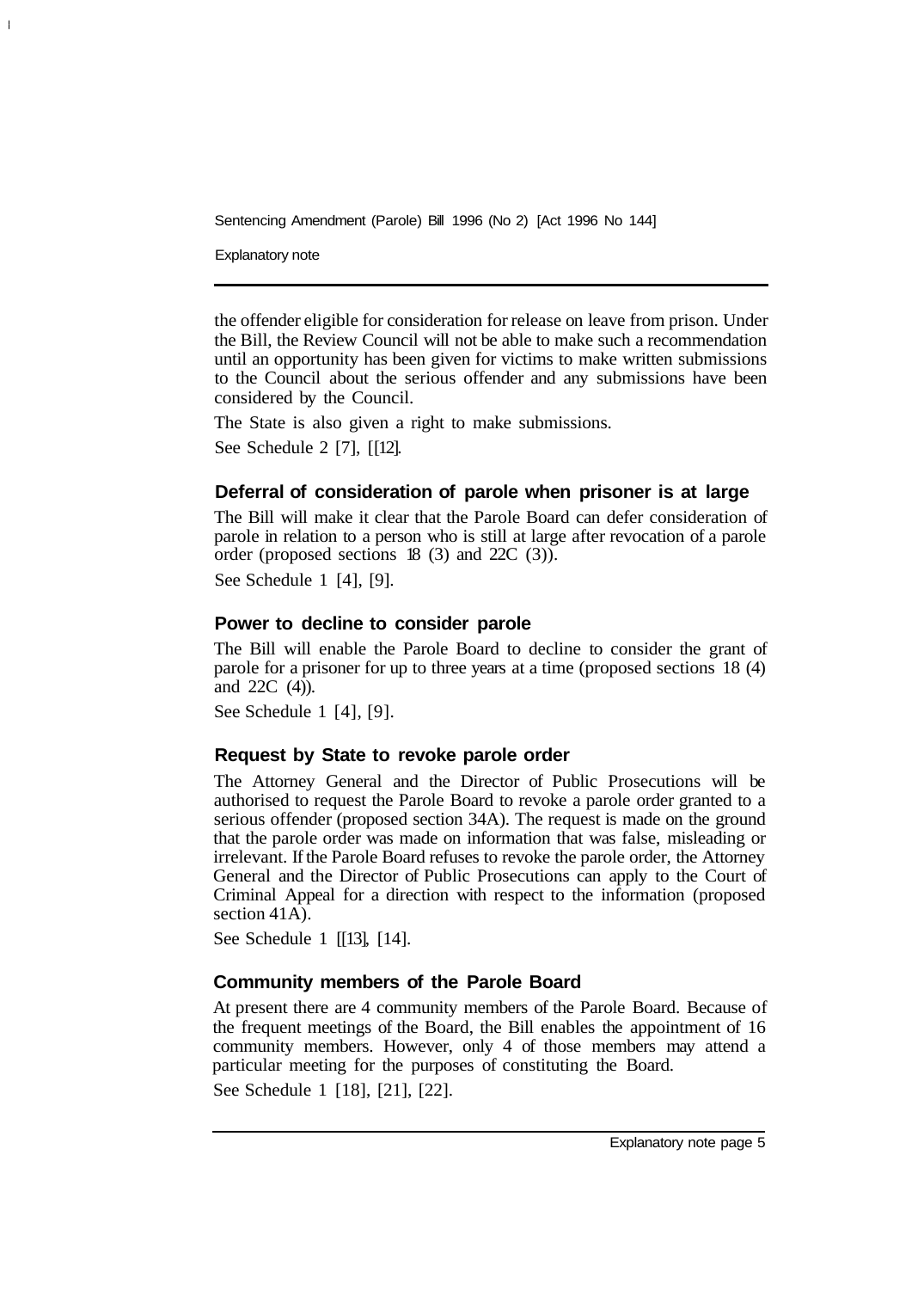the offender eligible for consideration for release on leave from prison. Under the Bill, the Review Council will not be able to make such a recommendation until an opportunity has been given for victims to make written submissions to the Council about the serious offender and any submissions have been considered by the Council.

The State is also given a right to make submissions.

See Schedule 2 [7], [12].

### Deferral of consideration of parole when prisoner is at large

The Bill will make it clear that the Parole Board can defer consideration of parole in relation to a person who is still at large after revocation of a parole order (proposed sections 18 (3) and 22C (3)).

See Schedule 1 [4], [9].

### Power to decline to consider parole

The Bill will enable the Parole Board to decline to consider the grant of parole for a prisoner for up to three years at a time (proposed sections 18 (4) and 22C (4)).

See Schedule 1 [4], [9].

### Request by State to revoke parole order

The Attorney General and the Director of Public Prosecutions will be authorised to request the Parole Board to revoke a parole order granted to a serious offender (proposed section 34A). The request is made on the ground that the parole order was made on information that was false, misleading or irrelevant. If the Parole Board refuses to revoke the parole order, the Attorney General and the Director of Public Prosecutions can apply to the Court of Criminal Appeal for a direction with respect to the information (proposed section 41A).

See Schedule 1 [13], [14].

### Community members of the Parole Board

At present there are 4 community members of the Parole Board. Because of the frequent meetings of the Board, the Bill enables the appointment of 16 community members. However, only 4 of those members may attend a particular meeting for the purposes of constituting the Board.

See Schedule 1 [18], [21], [22].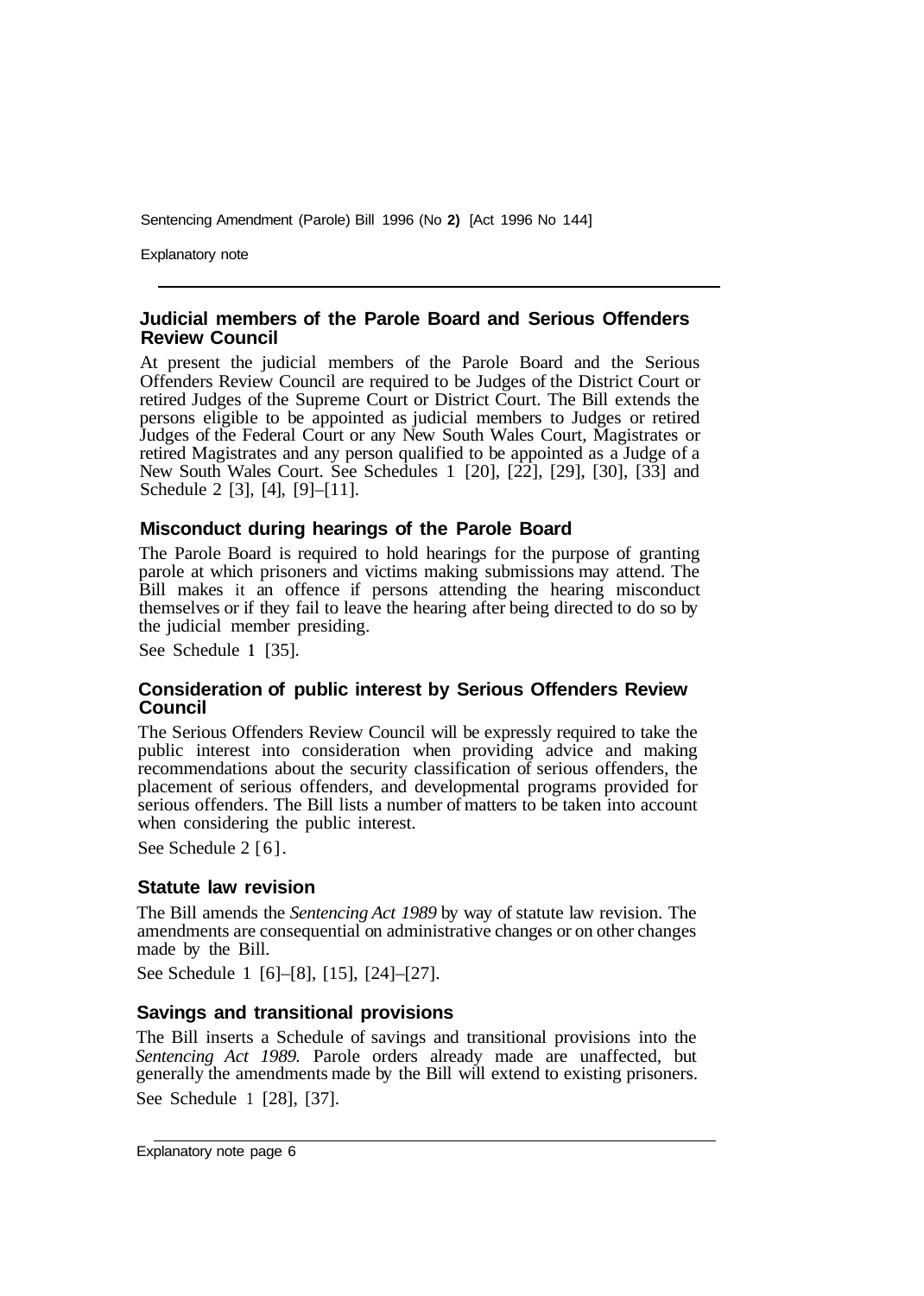### Judicial members of the Parole Board and Serious Offenders Review Council

At present the judicial members of the Parole Board and the Serious Offenders Review Council are required to be Judges of the District Court or retired Judges of the Supreme Court or District Court. The Bill extends the persons eligible to be appointed as judicial members to Judges or retired Judges of the Federal Court or any New South Wales Court, Magistrates or retired Magistrates and any person qualified to be appointed as a Judge of a New South Wales Court. See Schedules 1 [20], [22], [29], [30], [33] and Schedule 2 [3], [4], [9]–[11].

### Misconduct during hearings of the Parole Board

The Parole Board is required to hold hearings for the purpose of granting parole at which prisoners and victims making submissions may attend. The Bill makes it an offence if persons attending the hearing misconduct themselves or if they fail to leave the hearing after being directed to do so by the judicial member presiding.

See Schedule 1 [35].

### Consideration of public interest by Serious Offenders Review Council

The Serious Offenders Review Council will be expressly required to take the public interest into consideration when providing advice and making recommendations about the security classification of serious offenders, the placement of serious offenders, and developmental programs provided for serious offenders. The Bill lists a number of matters to be taken into account when considering the public interest.

See Schedule 2 [6].

### Statute law revision

The Bill amends the *Sentencing Act 1989* by way of statute law revision. The amendments are consequential on administrative changes or on other changes made by the Bill.

See Schedule 1 [6]–[8], [15], [24]–[27].

### Savings and transitional provisions

The Bill inserts a Schedule of savings and transitional provisions into the *Sentencing Act 1989.* Parole orders already made are unaffected, but generally the amendments made by the Bill will extend to existing prisoners.

See Schedule 1 [28], [37].